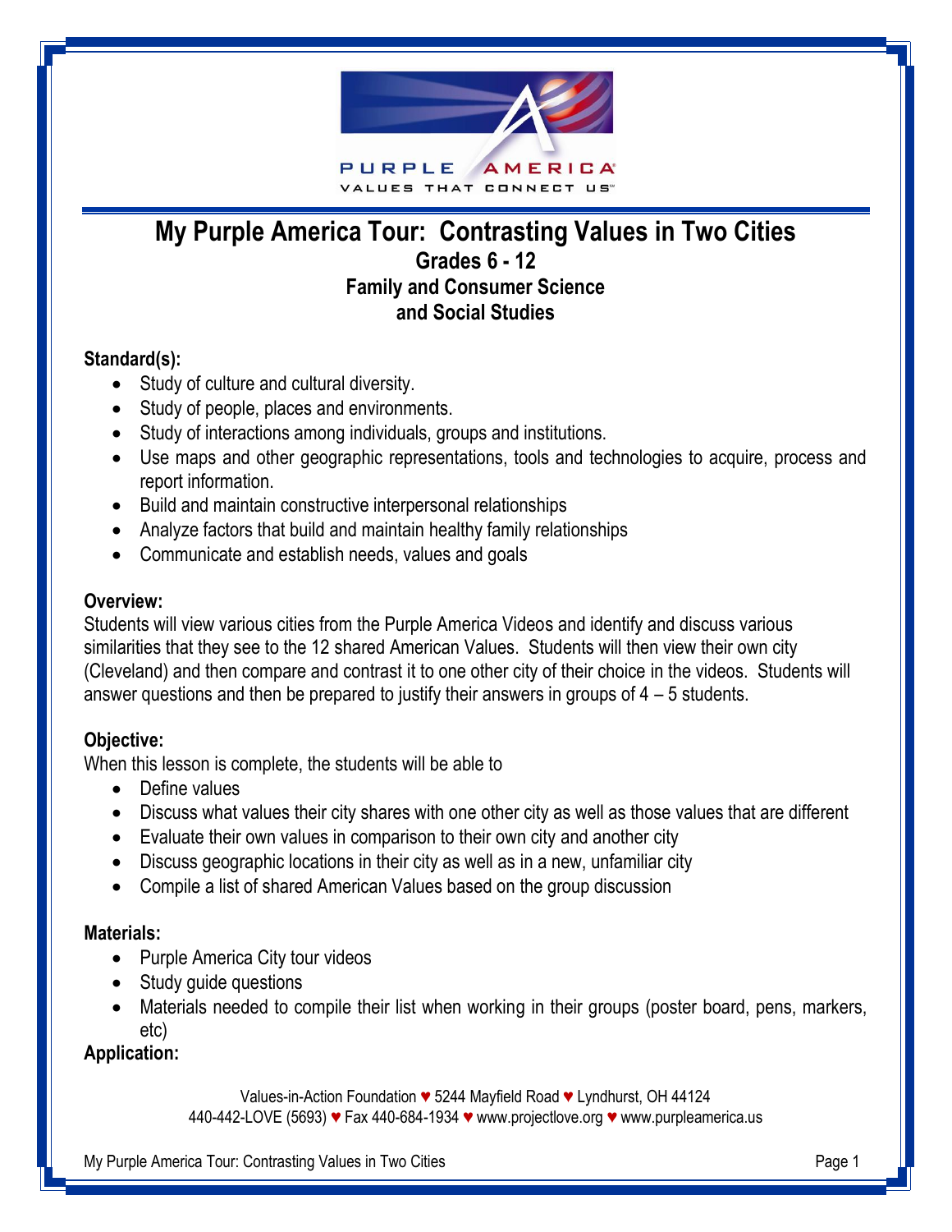# My Purple America Tour: Contrasting Values in Two Cities

## Grades 6 - 12

## Family and Consumer Science and Social Studies

**Standard(s):**

- Study of culture and cultural diversity.
- Study of people, places and environments.
- Study of interactions among individuals, groups and institutions.
- Use maps and other geographic representations, tools and technologies to acquire, process and report information.
- Build and maintain constructive interpersonal relationships
- Analyze factors that build and maintain healthy family relationships
- Communicate and establish needs, values and goals

**Overview:**

Students will view various cities from the Purple America Videos and identify and discuss various similarities that they see to the 12 shared American Values. Students will then view their own city (Cleveland) and then compare and contrast it to one other city of their choice in the videos. Students will answer questions and then be prepared to justify their answers in groups of 4 – 5 students.

**Objective:**

When this lesson is complete, the students will be able to

- Define values
- Discuss what values their city shares with one other city as well as those values that are different
- Evaluate their own values in comparison to their own city and another city
- Discuss geographic locations in their city as well as in a new, unfamiliar city
- Compile a list of shared American Values based on the group discussion

**Materials:**

- Purple America City tour videos
- Study guide questions
- Materials needed to compile their list when working in their groups (poster board, pens, markers, etc)

**Application:**

Values-in-Action Foundation ♥ 5244 Mayfield Road ♥ Lyndhurst, OH 44124
440-442-LOVE (5693) ♥ Fax 440-684-1934 ♥ www.projectlove.org ♥ www.purpleamerica.us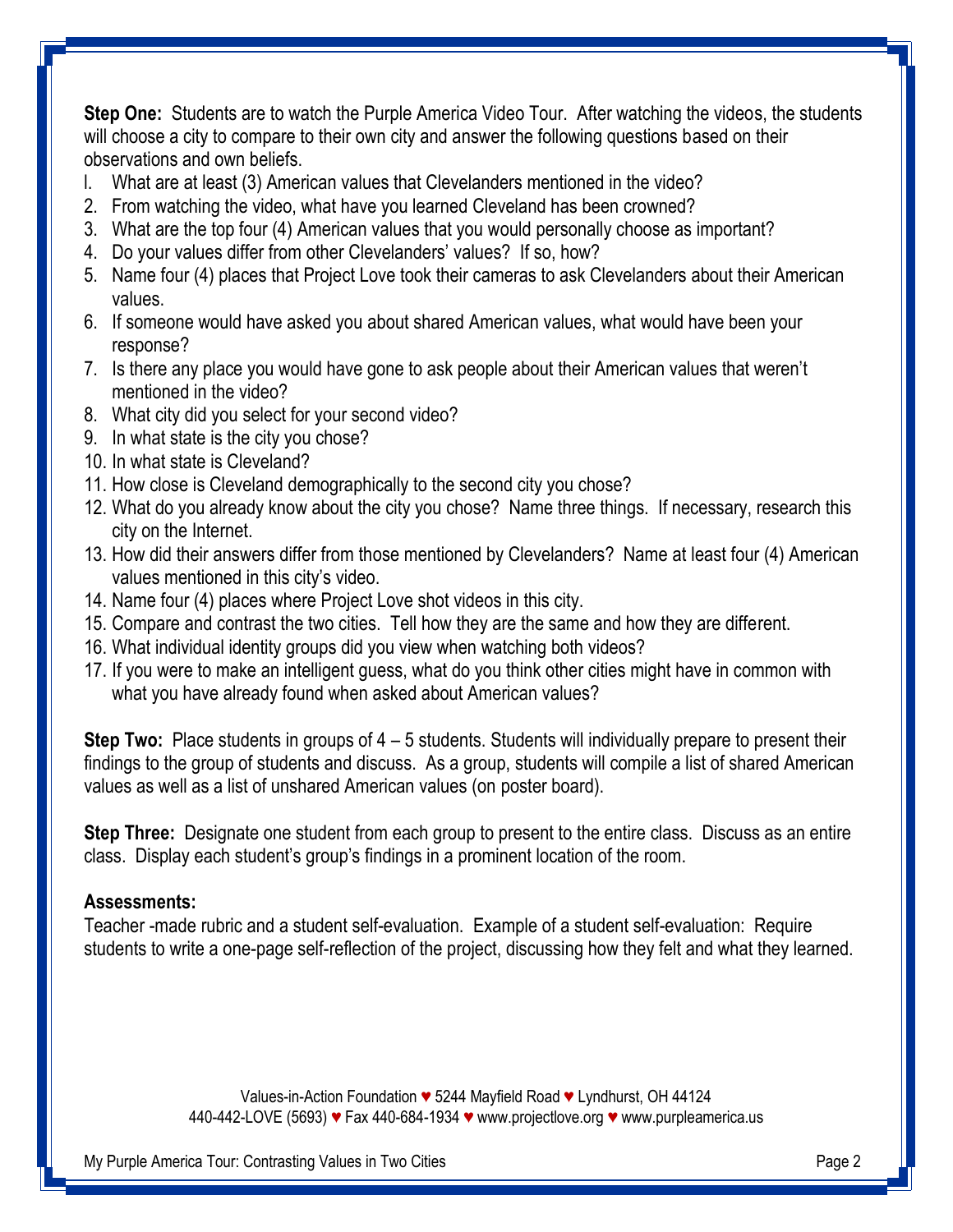**Step One:** Students are to watch the Purple America Video Tour. After watching the videos, the students will choose a city to compare to their own city and answer the following questions based on their observations and own beliefs.

1. What are at least (3) American values that Clevelanders mentioned in the video?
2. From watching the video, what have you learned Cleveland has been crowned?
3. What are the top four (4) American values that you would personally choose as important?
4. Do your values differ from other Clevelanders' values? If so, how?
5. Name four (4) places that Project Love took their cameras to ask Clevelanders about their American values.
6. If someone would have asked you about shared American values, what would have been your response?
7. Is there any place you would have gone to ask people about their American values that weren't mentioned in the video?
8. What city did you select for your second video?
9. In what state is the city you chose?
10. In what state is Cleveland?
11. How close is Cleveland demographically to the second city you chose?
12. What do you already know about the city you chose? Name three things. If necessary, research this city on the Internet.
13. How did their answers differ from those mentioned by Clevelanders? Name at least four (4) American values mentioned in this city's video.
14. Name four (4) places where Project Love shot videos in this city.
15. Compare and contrast the two cities. Tell how they are the same and how they are different.
16. What individual identity groups did you view when watching both videos?
17. If you were to make an intelligent guess, what do you think other cities might have in common with what you have already found when asked about American values?

**Step Two:** Place students in groups of 4 – 5 students. Students will individually prepare to present their findings to the group of students and discuss. As a group, students will compile a list of shared American values as well as a list of unshared American values (on poster board).

**Step Three:** Designate one student from each group to present to the entire class. Discuss as an entire class. Display each student's group's findings in a prominent location of the room.

**Assessments:**

Teacher -made rubric and a student self-evaluation. Example of a student self-evaluation: Require students to write a one-page self-reflection of the project, discussing how they felt and what they learned.

Values-in-Action Foundation ♥ 5244 Mayfield Road ♥ Lyndhurst, OH 44124
440-442-LOVE (5693) ♥ Fax 440-684-1934 ♥ www.projectlove.org ♥ www.purpleamerica.us